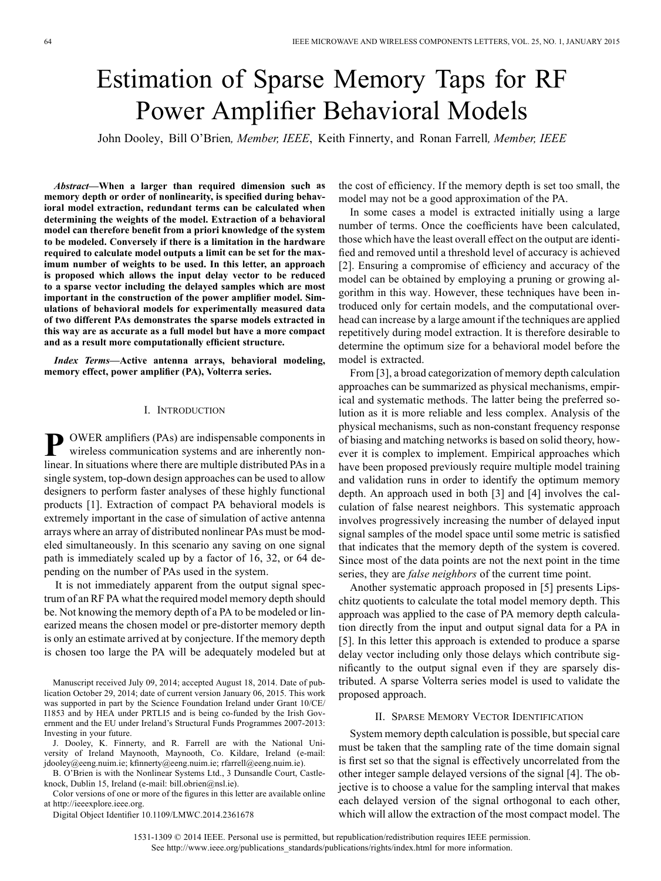# Estimation of Sparse Memory Taps for RF Power Amplifier Behavioral Models

John Dooley, Bill O'Brien, *Member, IEEE*, Keith Finnerty, and Ronan Farrell, *Member, IEEE*

***Abstract*—When a larger than required dimension such as memory depth or order of nonlinearity, is specified during behavioral model extraction, redundant terms can be calculated when determining the weights of the model. Extraction of a behavioral model can therefore benefit from a priori knowledge of the system to be modeled. Conversely if there is a limitation in the hardware required to calculate model outputs a limit can be set for the maximum number of weights to be used. In this letter, an approach is proposed which allows the input delay vector to be reduced to a sparse vector including the delayed samples which are most important in the construction of the power amplifier model. Simulations of behavioral models for experimentally measured data of two different PAs demonstrates the sparse models extracted in this way are as accurate as a full model but have a more compact and as a result more computationally efficient structure.**

***Index Terms*—Active antenna arrays, behavioral modeling, memory effect, power amplifier (PA), Volterra series.**

## I. Introduction

Power amplifiers (PAs) are indispensable components in wireless communication systems and are inherently nonlinear. In situations where there are multiple distributed PAs in a single system, top-down design approaches can be used to allow designers to perform faster analyses of these highly functional products [1]. Extraction of compact PA behavioral models is extremely important in the case of simulation of active antenna arrays where an array of distributed nonlinear PAs must be modeled simultaneously. In this scenario any saving on one signal path is immediately scaled up by a factor of 16, 32, or 64 depending on the number of PAs used in the system.

It is not immediately apparent from the output signal spectrum of an RF PA what the required model memory depth should be. Not knowing the memory depth of a PA to be modeled or linearized means the chosen model or pre-distorter memory depth is only an estimate arrived at by conjecture. If the memory depth is chosen too large the PA will be adequately modeled but at the cost of efficiency. If the memory depth is set too small, the model may not be a good approximation of the PA.

In some cases a model is extracted initially using a large number of terms. Once the coefficients have been calculated, those which have the least overall effect on the output are identified and removed until a threshold level of accuracy is achieved [2]. Ensuring a compromise of efficiency and accuracy of the model can be obtained by employing a pruning or growing algorithm in this way. However, these techniques have been introduced only for certain models, and the computational overhead can increase by a large amount if the techniques are applied repetitively during model extraction. It is therefore desirable to determine the optimum size for a behavioral model before the model is extracted.

From [3], a broad categorization of memory depth calculation approaches can be summarized as physical mechanisms, empirical and systematic methods. The latter being the preferred solution as it is more reliable and less complex. Analysis of the physical mechanisms, such as non-constant frequency response of biasing and matching networks is based on solid theory, however it is complex to implement. Empirical approaches which have been proposed previously require multiple model training and validation runs in order to identify the optimum memory depth. An approach used in both [3] and [4] involves the calculation of false nearest neighbors. This systematic approach involves progressively increasing the number of delayed input signal samples of the model space until some metric is satisfied that indicates that the memory depth of the system is covered. Since most of the data points are not the next point in the time series, they are *false neighbors* of the current time point.

Another systematic approach proposed in [5] presents Lipschitz quotients to calculate the total model memory depth. This approach was applied to the case of PA memory depth calculation directly from the input and output signal data for a PA in [5]. In this letter this approach is extended to produce a sparse delay vector including only those delays which contribute significantly to the output signal even if they are sparsely distributed. A sparse Volterra series model is used to validate the proposed approach.

## II. Sparse Memory Vector Identification

System memory depth calculation is possible, but special care must be taken that the sampling rate of the time domain signal is first set so that the signal is effectively uncorrelated from the other integer sample delayed versions of the signal [4]. The objective is to choose a value for the sampling interval that makes each delayed version of the signal orthogonal to each other, which will allow the extraction of the most compact model. The

Manuscript received July 09, 2014; accepted August 18, 2014. Date of publication October 29, 2014; date of current version January 06, 2015. This work was supported in part by the Science Foundation Ireland under Grant 10/CE/I1853 and by HEA under PRTLI5 and is being co-funded by the Irish Government and the EU under Ireland's Structural Funds Programmes 2007-2013: Investing in your future.

J. Dooley, K. Finnerty, and R. Farrell are with the National University of Ireland Maynooth, Maynooth, Co. Kildare, Ireland (e-mail: jdooley@eeng.nuim.ie; kfinnerty@eeng.nuim.ie; rfarrell@eeng.nuim.ie).

B. O'Brien is with the Nonlinear Systems Ltd., 3 Dunsandle Court, Castleknock, Dublin 15, Ireland (e-mail: bill.obrien@nsl.ie).

Color versions of one or more of the figures in this letter are available online at http://ieeexplore.ieee.org.

Digital Object Identifier 10.1109/LMWC.2014.2361678

1531-1309 © 2014 IEEE. Personal use is permitted, but republication/redistribution requires IEEE permission. See http://www.ieee.org/publications_standards/publications/rights/index.html for more information.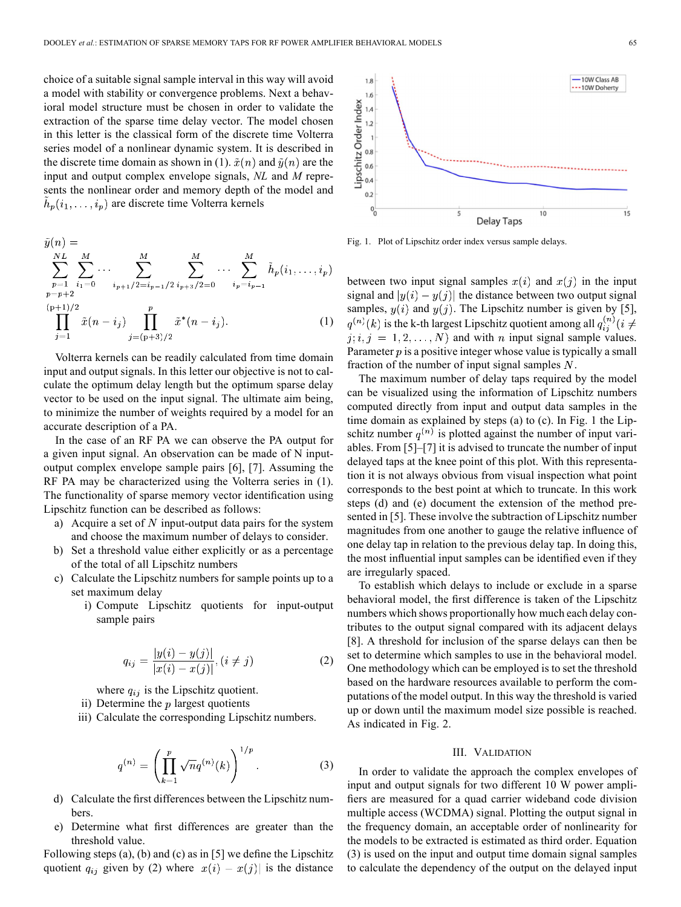choice of a suitable signal sample interval in this way will avoid a model with stability or convergence problems. Next a behavioral model structure must be chosen in order to validate the extraction of the sparse time delay vector. The model chosen in this letter is the classical form of the discrete time Volterra series model of a nonlinear dynamic system. It is described in the discrete time domain as shown in (1). $\tilde{x}(n)$ and $\tilde{y}(n)$ are the input and output complex envelope signals, *NL* and *M* represents the nonlinear order and memory depth of the model and $\tilde{h}_p(i_1,\ldots,i_p)$ are discrete time Volterra kernels

$$\tilde{y}(n) = \sum_{\substack{p=1\\p=p+2}}^{NL} \sum_{i_1=0}^{M} \cdots \sum_{i_{p+1}/2=i_{p-1}/2}^{M} \sum_{i_{p+3}/2=0}^{M} \cdots \sum_{i_p=i_{p-1}}^{M} \tilde{h}_p(i_1,\ldots,i_p) \prod_{j=1}^{(p+1)/2} \tilde{x}(n-i_j) \prod_{j=(p+3)/2}^{p} \tilde{x}^*(n-i_j). \tag{1}$$

Volterra kernels can be readily calculated from time domain input and output signals. In this letter our objective is not to calculate the optimum delay length but the optimum sparse delay vector to be used on the input signal. The ultimate aim being, to minimize the number of weights required by a model for an accurate description of a PA.

In the case of an RF PA we can observe the PA output for a given input signal. An observation can be made of N input-output complex envelope sample pairs [6], [7]. Assuming the RF PA may be characterized using the Volterra series in (1). The functionality of sparse memory vector identification using Lipschitz function can be described as follows:

a) Acquire a set of $N$ input-output data pairs for the system and choose the maximum number of delays to consider.
b) Set a threshold value either explicitly or as a percentage of the total of all Lipschitz numbers
c) Calculate the Lipschitz numbers for sample points up to a set maximum delay
   i) Compute Lipschitz quotients for input-output sample pairs

$$q_{ij} = \frac{|y(i)-y(j)|}{|x(i)-x(j)|}, (i \neq j) \tag{2}$$

   where $q_{ij}$ is the Lipschitz quotient.
   ii) Determine the $p$ largest quotients
   iii) Calculate the corresponding Lipschitz numbers.

$$q^{(n)} = \left(\prod_{k=1}^{p} \sqrt{n} q^{(n)}(k)\right)^{1/p}. \tag{3}$$

d) Calculate the first differences between the Lipschitz numbers.
e) Determine what first differences are greater than the threshold value.

Following steps (a), (b) and (c) as in [5] we define the Lipschitz quotient $q_{ij}$ given by (2) where $|x(i)-x(j)|$ is the distance between two input signal samples $x(i)$ and $x(j)$ in the input signal and $|y(i)-y(j)|$ the distance between two output signal samples, $y(i)$ and $y(j)$. The Lipschitz number is given by [5], $q^{(n)}(k)$ is the k-th largest Lipschitz quotient among all $q_{ij}^{(n)}(i \neq j; i,j = 1,2,\ldots,N)$ and with $n$ input signal sample values. Parameter $p$ is a positive integer whose value is typically a small fraction of the number of input signal samples $N$.

Fig. 1. Plot of Lipschitz order index versus sample delays.

The maximum number of delay taps required by the model can be visualized using the information of Lipschitz numbers computed directly from input and output data samples in the time domain as explained by steps (a) to (c). In Fig. 1 the Lipschitz number $q^{(n)}$ is plotted against the number of input variables. From [5]–[7] it is advised to truncate the number of input delayed taps at the knee point of this plot. With this representation it is not always obvious from visual inspection what point corresponds to the best point at which to truncate. In this work steps (d) and (e) document the extension of the method presented in [5]. These involve the subtraction of Lipschitz number magnitudes from one another to gauge the relative influence of one delay tap in relation to the previous delay tap. In doing this, the most influential input samples can be identified even if they are irregularly spaced.

To establish which delays to include or exclude in a sparse behavioral model, the first difference is taken of the Lipschitz numbers which shows proportionally how much each delay contributes to the output signal compared with its adjacent delays [8]. A threshold for inclusion of the sparse delays can then be set to determine which samples to use in the behavioral model. One methodology which can be employed is to set the threshold based on the hardware resources available to perform the computations of the model output. In this way the threshold is varied up or down until the maximum model size possible is reached. As indicated in Fig. 2.

## III. Validation

In order to validate the approach the complex envelopes of input and output signals for two different 10 W power amplifiers are measured for a quad carrier wideband code division multiple access (WCDMA) signal. Plotting the output signal in the frequency domain, an acceptable order of nonlinearity for the models to be extracted is estimated as third order. Equation (3) is used on the input and output time domain signal samples to calculate the dependency of the output on the delayed input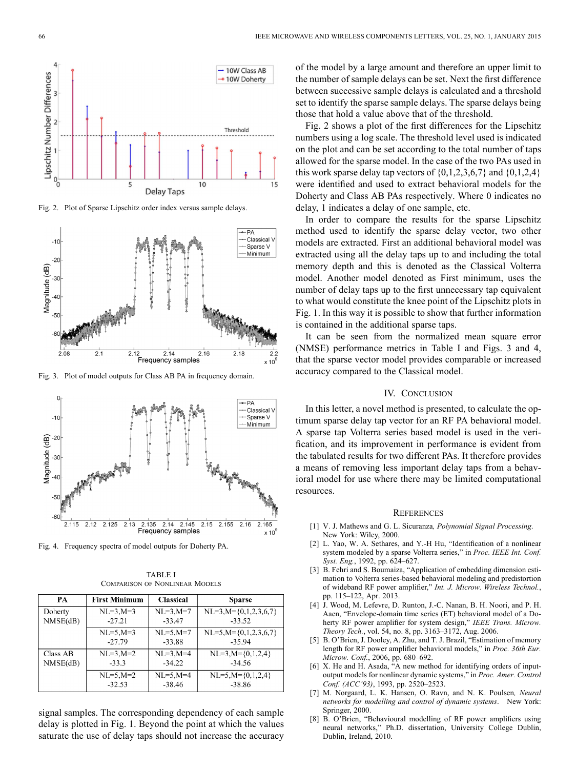Lipschitz Number Differences

10W Class AB

10W Doherty

Threshold

Delay Taps

0 5 10 15

0 1 2 3 4

Fig. 2. Plot of Sparse Lipschitz order index versus sample delays.

PA

Classical V

Sparse V

Minimum

Magnitude (dB)

Frequency samples

2.08 2.1 2.12 2.14 2.16 2.18 2.2

x 10^9

-10 -20 -30 -40 -50 -60

Fig. 3. Plot of model outputs for Class AB PA in frequency domain.

PA

Classical V

Sparse V

Minimum

Magnitude (dB)

Frequency samples

2.115 2.12 2.125 2.13 2.135 2.14 2.145 2.15 2.155 2.16 2.165

x 10^9

0 -10 -20 -30 -40 -50 -60

Fig. 4. Frequency spectra of model outputs for Doherty PA.

TABLE I
COMPARISON OF NONLINEAR MODELS

| PA | First Minimum | Classical | Sparse |
|---|---|---|---|
| Doherty NMSE(dB) | NL=3,M=3 -27.21 | NL=3,M=7 -33.47 | NL=3,M={0,1,2,3,6,7} -33.52 |
| | NL=5,M=3 -27.79 | NL=5,M=7 -33.88 | NL=5,M={0,1,2,3,6,7} -35.94 |
| Class AB NMSE(dB) | NL=3,M=2 -33.3 | NL=3,M=4 -34.22 | NL=3,M={0,1,2,4} -34.56 |
| | NL=5,M=2 -32.53 | NL=5,M=4 -38.46 | NL=5,M={0,1,2,4} -38.86 |

signal samples. The corresponding dependency of each sample delay is plotted in Fig. 1. Beyond the point at which the values saturate the use of delay taps should not increase the accuracy of the model by a large amount and therefore an upper limit to the number of sample delays can be set. Next the first difference between successive sample delays is calculated and a threshold set to identify the sparse sample delays. The sparse delays being those that hold a value above that of the threshold.

Fig. 2 shows a plot of the first differences for the Lipschitz numbers using a log scale. The threshold level used is indicated on the plot and can be set according to the total number of taps allowed for the sparse model. In the case of the two PAs used in this work sparse delay tap vectors of {0,1,2,3,6,7} and {0,1,2,4} were identified and used to extract behavioral models for the Doherty and Class AB PAs respectively. Where 0 indicates no delay, 1 indicates a delay of one sample, etc.

In order to compare the results for the sparse Lipschitz method used to identify the sparse delay vector, two other models are extracted. First an additional behavioral model was extracted using all the delay taps up to and including the total memory depth and this is denoted as the Classical Volterra model. Another model denoted as First minimum, uses the number of delay taps up to the first unnecessary tap equivalent to what would constitute the knee point of the Lipschitz plots in Fig. 1. In this way it is possible to show that further information is contained in the additional sparse taps.

It can be seen from the normalized mean square error (NMSE) performance metrics in Table I and Figs. 3 and 4, that the sparse vector model provides comparable or increased accuracy compared to the Classical model.

## IV. CONCLUSION

In this letter, a novel method is presented, to calculate the optimum sparse delay tap vector for an RF PA behavioral model. A sparse tap Volterra series based model is used in the verification, and its improvement in performance is evident from the tabulated results for two different PAs. It therefore provides a means of removing less important delay taps from a behavioral model for use where there may be limited computational resources.

## REFERENCES

[1] V. J. Mathews and G. L. Sicuranza*, Polynomial Signal Processing*. New York: Wiley, 2000.

[2] L. Yao, W. A. Sethares, and Y.-H Hu, "Identification of a nonlinear system modeled by a sparse Volterra series," in *Proc. IEEE Int. Conf. Syst. Eng.*, 1992, pp. 624–627.

[3] B. Fehri and S. Boumaiza, "Application of embedding dimension estimation to Volterra series-based behavioral modeling and predistortion of wideband RF power amplifier," *Int. J. Microw. Wireless Technol.*, pp. 115–122, Apr. 2013.

[4] J. Wood, M. Lefevre, D. Runton, J.-C. Nanan, B. H. Noori, and P. H. Aaen, "Envelope-domain time series (ET) behavioral model of a Doherty RF power amplifier for system design," *IEEE Trans. Microw. Theory Tech.*, vol. 54, no. 8, pp. 3163–3172, Aug. 2006.

[5] B. O'Brien, J. Dooley, A. Zhu, and T. J. Brazil, "Estimation of memory length for RF power amplifier behavioral models," in *Proc. 36th Eur. Microw. Conf.*, 2006, pp. 680–692.

[6] X. He and H. Asada, "A new method for identifying orders of input-output models for nonlinear dynamic systems," in *Proc. Amer. Control Conf. (ACC'93)*, 1993, pp. 2520–2523.

[7] M. Norgaard, L. K. Hansen, O. Ravn, and N. K. Poulsen*, Neural networks for modelling and control of dynamic systems*. New York: Springer, 2000.

[8] B. O'Brien, "Behavioural modelling of RF power amplifiers using neural networks," Ph.D. dissertation, University College Dublin, Dublin, Ireland, 2010.